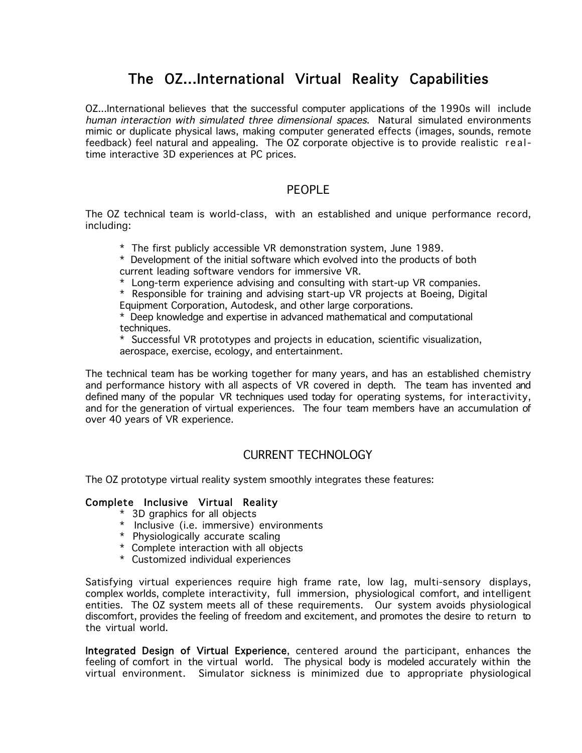# The OZ...International Virtual Reality Capabilities

OZ...International believes that the successful computer applications of the 1990s will include *human interaction with simulated three dimensional spaces*. Natural simulated environments mimic or duplicate physical laws, making computer generated effects (images, sounds, remote feedback) feel natural and appealing. The OZ corporate objective is to provide realistic real-time interactive 3D experiences at PC prices.

## PEOPLE

The OZ technical team is world-class, with an established and unique performance record, including:

- The first publicly accessible VR demonstration system, June 1989.
- Development of the initial software which evolved into the products of both current leading software vendors for immersive VR.
- Long-term experience advising and consulting with start-up VR companies.
- Responsible for training and advising start-up VR projects at Boeing, Digital Equipment Corporation, Autodesk, and other large corporations.
- Deep knowledge and expertise in advanced mathematical and computational techniques.
- Successful VR prototypes and projects in education, scientific visualization, aerospace, exercise, ecology, and entertainment.

The technical team has be working together for many years, and has an established chemistry and performance history with all aspects of VR covered in depth. The team has invented and defined many of the popular VR techniques used today for operating systems, for interactivity, and for the generation of virtual experiences. The four team members have an accumulation of over 40 years of VR experience.

## CURRENT TECHNOLOGY

The OZ prototype virtual reality system smoothly integrates these features:

**Complete Inclusive Virtual Reality**

- 3D graphics for all objects
- Inclusive (i.e. immersive) environments
- Physiologically accurate scaling
- Complete interaction with all objects
- Customized individual experiences

Satisfying virtual experiences require high frame rate, low lag, multi-sensory displays, complex worlds, complete interactivity, full immersion, physiological comfort, and intelligent entities. The OZ system meets all of these requirements. Our system avoids physiological discomfort, provides the feeling of freedom and excitement, and promotes the desire to return to the virtual world.

**Integrated Design of Virtual Experience**, centered around the participant, enhances the feeling of comfort in the virtual world. The physical body is modeled accurately within the virtual environment. Simulator sickness is minimized due to appropriate physiological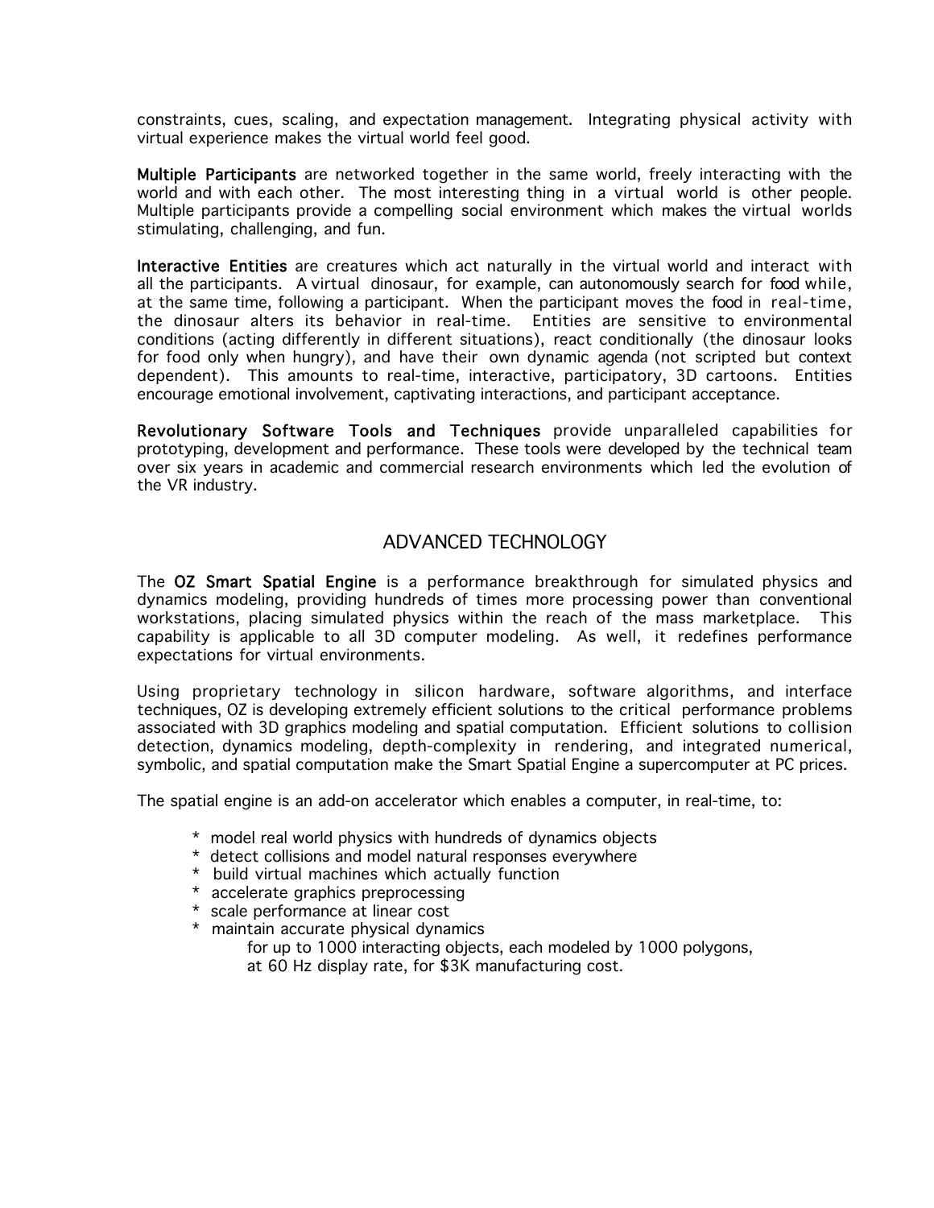constraints, cues, scaling, and expectation management. Integrating physical activity with virtual experience makes the virtual world feel good.

**Multiple Participants** are networked together in the same world, freely interacting with the world and with each other. The most interesting thing in a virtual world is other people. Multiple participants provide a compelling social environment which makes the virtual worlds stimulating, challenging, and fun.

**Interactive Entities** are creatures which act naturally in the virtual world and interact with all the participants. A virtual dinosaur, for example, can autonomously search for food while, at the same time, following a participant. When the participant moves the food in real-time, the dinosaur alters its behavior in real-time. Entities are sensitive to environmental conditions (acting differently in different situations), react conditionally (the dinosaur looks for food only when hungry), and have their own dynamic agenda (not scripted but context dependent). This amounts to real-time, interactive, participatory, 3D cartoons. Entities encourage emotional involvement, captivating interactions, and participant acceptance.

**Revolutionary Software Tools and Techniques** provide unparalleled capabilities for prototyping, development and performance. These tools were developed by the technical team over six years in academic and commercial research environments which led the evolution of the VR industry.

## ADVANCED TECHNOLOGY

The **OZ Smart Spatial Engine** is a performance breakthrough for simulated physics and dynamics modeling, providing hundreds of times more processing power than conventional workstations, placing simulated physics within the reach of the mass marketplace. This capability is applicable to all 3D computer modeling. As well, it redefines performance expectations for virtual environments.

Using proprietary technology in silicon hardware, software algorithms, and interface techniques, OZ is developing extremely efficient solutions to the critical performance problems associated with 3D graphics modeling and spatial computation. Efficient solutions to collision detection, dynamics modeling, depth-complexity in rendering, and integrated numerical, symbolic, and spatial computation make the Smart Spatial Engine a supercomputer at PC prices.

The spatial engine is an add-on accelerator which enables a computer, in real-time, to:

* model real world physics with hundreds of dynamics objects
* detect collisions and model natural responses everywhere
* build virtual machines which actually function
* accelerate graphics preprocessing
* scale performance at linear cost
* maintain accurate physical dynamics
  for up to 1000 interacting objects, each modeled by 1000 polygons,
  at 60 Hz display rate, for $3K manufacturing cost.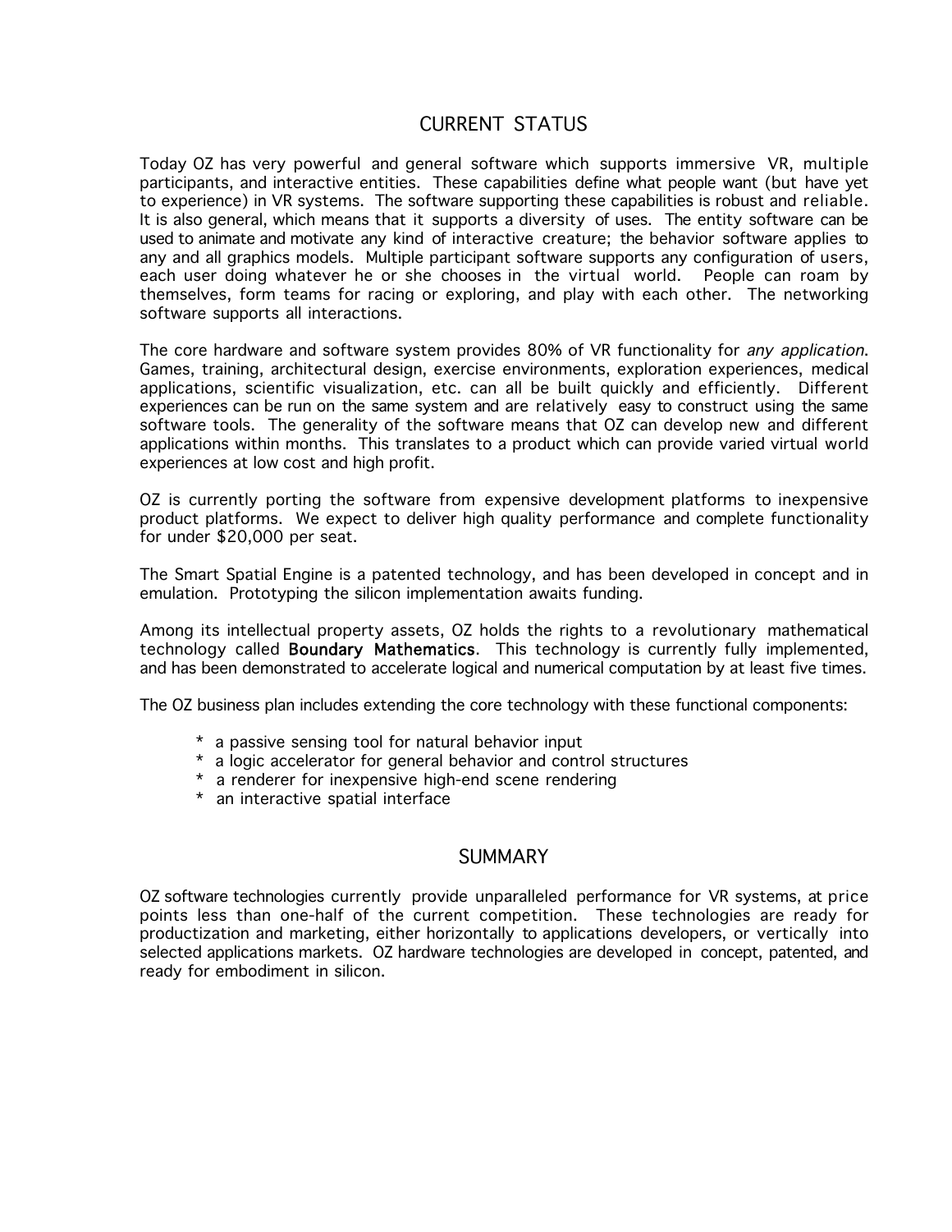## CURRENT STATUS

Today OZ has very powerful and general software which supports immersive VR, multiple participants, and interactive entities. These capabilities define what people want (but have yet to experience) in VR systems. The software supporting these capabilities is robust and reliable. It is also general, which means that it supports a diversity of uses. The entity software can be used to animate and motivate any kind of interactive creature; the behavior software applies to any and all graphics models. Multiple participant software supports any configuration of users, each user doing whatever he or she chooses in the virtual world. People can roam by themselves, form teams for racing or exploring, and play with each other. The networking software supports all interactions.

The core hardware and software system provides 80% of VR functionality for *any application*. Games, training, architectural design, exercise environments, exploration experiences, medical applications, scientific visualization, etc. can all be built quickly and efficiently. Different experiences can be run on the same system and are relatively easy to construct using the same software tools. The generality of the software means that OZ can develop new and different applications within months. This translates to a product which can provide varied virtual world experiences at low cost and high profit.

OZ is currently porting the software from expensive development platforms to inexpensive product platforms. We expect to deliver high quality performance and complete functionality for under $20,000 per seat.

The Smart Spatial Engine is a patented technology, and has been developed in concept and in emulation. Prototyping the silicon implementation awaits funding.

Among its intellectual property assets, OZ holds the rights to a revolutionary mathematical technology called **Boundary Mathematics**. This technology is currently fully implemented, and has been demonstrated to accelerate logical and numerical computation by at least five times.

The OZ business plan includes extending the core technology with these functional components:

- a passive sensing tool for natural behavior input
- a logic accelerator for general behavior and control structures
- a renderer for inexpensive high-end scene rendering
- an interactive spatial interface

## SUMMARY

OZ software technologies currently provide unparalleled performance for VR systems, at price points less than one-half of the current competition. These technologies are ready for productization and marketing, either horizontally to applications developers, or vertically into selected applications markets. OZ hardware technologies are developed in concept, patented, and ready for embodiment in silicon.